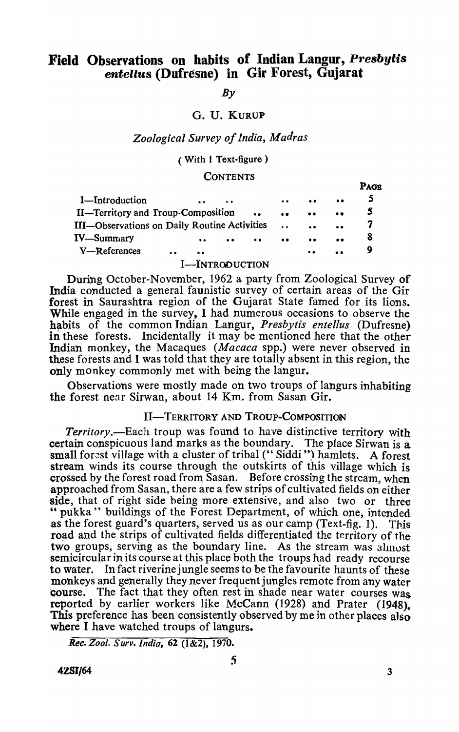# Field Observations on habits of Indian Langur, *Presbytis entellus* (Dufrésne) in Gir Forest, Gujarat

*By*

G. U. KURUP

*Zoological Survey of India, Madras*

( With 1 Text-figure )

CONTENTS

| | PAGE |
|---|---|
| I—Introduction | 5 |
| II—Territory and Troup-Composition | 5 |
| III—Observations on Daily Routine Activities | 7 |
| IV—Summary | 8 |
| V—References | 9 |

## I—INTRODUCTION

During October-November, 1962 a party from Zoological Survey of India conducted a general faunistic survey of certain areas of the Gir forest in Saurashtra region of the Gujarat State famed for its lions. While engaged in the survey, I had numerous occasions to observe the habits of the common Indian Langur, *Presbytis entellus* (Dufresne) in these forests. Incidentally it may be mentioned here that the other Indian monkey, the Macaques (*Macaca* spp.) were never observed in these forests and I was told that they are totally absent in this region, the only monkey commonly met with being the langur.

Observations were mostly made on two troups of langurs inhabiting the forest near Sirwan, about 14 Km. from Sasan Gir.

## II—TERRITORY AND TROUP-COMPOSITION

*Territory.*—Each troup was found to have distinctive territory with certain conspicuous land marks as the boundary. The place Sirwan is a small forest village with a cluster of tribal ("Siddi") hamlets. A forest stream winds its course through the outskirts of this village which is crossed by the forest road from Sasan. Before crossing the stream, when approached from Sasan, there are a few strips of cultivated fields on either side, that of right side being more extensive, and also two or three "pukka" buildings of the Forest Department, of which one, intended as the forest guard's quarters, served us as our camp (Text-fig. 1). This road and the strips of cultivated fields differentiated the territory of the two groups, serving as the boundary line. As the stream was almost semicircular in its course at this place both the troups had ready recourse to water. In fact riverine jungle seems to be the favourite haunts of these monkeys and generally they never frequent jungles remote from any water course. The fact that they often rest in shade near water courses was reported by earlier workers like McCann (1928) and Prater (1948). This preference has been consistently observed by me in other places also where I have watched troups of langurs.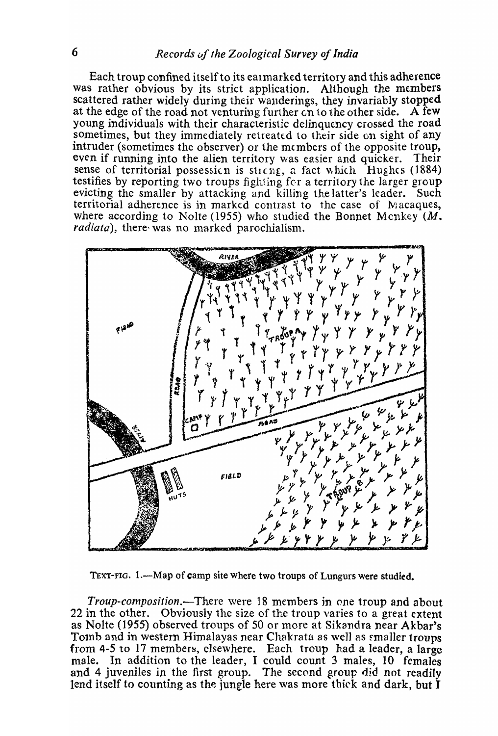Each troup confined itself to its earmarked territory and this adherence was rather obvious by its strict application. Although the members scattered rather widely during their wanderings, they invariably stopped at the edge of the road not venturing further on to the other side. A few young individuals with their characteristic delinquency crossed the road sometimes, but they immediately retreated to their side on sight of any intruder (sometimes the observer) or the members of the opposite troup, even if running into the alien territory was easier and quicker. Their sense of territorial possession is strong, a fact which Hughes (1884) testifies by reporting two troups fighting for a territory the larger group evicting the smaller by attacking and killing the latter's leader. Such territorial adherence is in marked contrast to the case of Macaques, where according to Nolte (1955) who studied the Bonnet Monkey (*M. radiata*), there was no marked parochialism.

TEXT-FIG. 1.—Map of camp site where two troups of Lungurs were studied.

*Troup-composition.*—There were 18 members in one troup and about 22 in the other. Obviously the size of the troup varies to a great extent as Nolte (1955) observed troups of 50 or more at Sikandra near Akbar's Tomb and in western Himalayas near Chakrata as well as smaller troups from 4-5 to 17 members, elsewhere. Each troup had a leader, a large male. In addition to the leader, I could count 3 males, 10 females and 4 juveniles in the first group. The second group did not readily lend itself to counting as the jungle here was more thick and dark, but I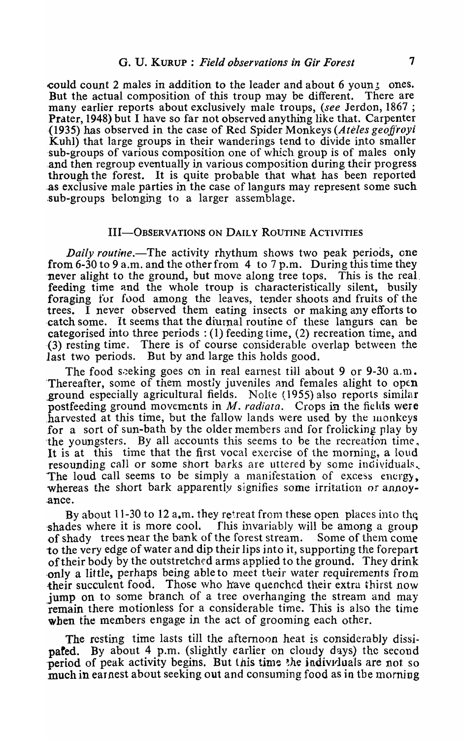could count 2 males in addition to the leader and about 6 young ones. But the actual composition of this troup may be different. There are many earlier reports about exclusively male troups, (*see* Jerdon, 1867; Prater, 1948) but I have so far not observed anything like that. Carpenter (1935) has observed in the case of Red Spider Monkeys (*Ateles geoffroyi* Kuhl) that large groups in their wanderings tend to divide into smaller sub-groups of various composition one of which group is of males only and then regroup eventually in various composition during their progress through the forest. It is quite probable that what has been reported as exclusive male parties in the case of langurs may represent some such sub-groups belonging to a larger assemblage.

## III—Observations on Daily Routine Activities

*Daily routine.*—The activity rhythum shows two peak periods, one from 6-30 to 9 a.m. and the other from 4 to 7 p.m. During this time they never alight to the ground, but move along tree tops. This is the real feeding time and the whole troup is characteristically silent, busily foraging for food among the leaves, tender shoots and fruits of the trees. I never observed them eating insects or making any efforts to catch some. It seems that the diurnal routine of these langurs can be categorised into three periods : (1) feeding time, (2) recreation time, and (3) resting time. There is of course considerable overlap between the last two periods. But by and large this holds good.

The food seeking goes on in real earnest till about 9 or 9-30 a.m. Thereafter, some of them mostly juveniles and females alight to open ground especially agricultural fields. Nolte (1955) also reports similar postfeeding ground movements in *M. radiata*. Crops in the fields were harvested at this time, but the fallow lands were used by the monkeys for a sort of sun-bath by the older members and for frolicking play by the youngsters. By all accounts this seems to be the recreation time. It is at this time that the first vocal exercise of the morning, a loud resounding call or some short barks are uttered by some individuals. The loud call seems to be simply a manifestation of excess energy, whereas the short bark apparently signifies some irritation or annoyance.

By about 11-30 to 12 a.m. they retreat from these open places into the shades where it is more cool. This invariably will be among a group of shady trees near the bank of the forest stream. Some of them come to the very edge of water and dip their lips into it, supporting the forepart of their body by the outstretched arms applied to the ground. They drink only a little, perhaps being able to meet their water requirements from their succulent food. Those who have quenched their extra thirst now jump on to some branch of a tree overhanging the stream and may remain there motionless for a considerable time. This is also the time when the members engage in the act of grooming each other.

The resting time lasts till the afternoon heat is considerably dissipated. By about 4 p.m. (slightly earlier on cloudy days) the second period of peak activity begins. But this time the individuals are not so much in earnest about seeking out and consuming food as in the morning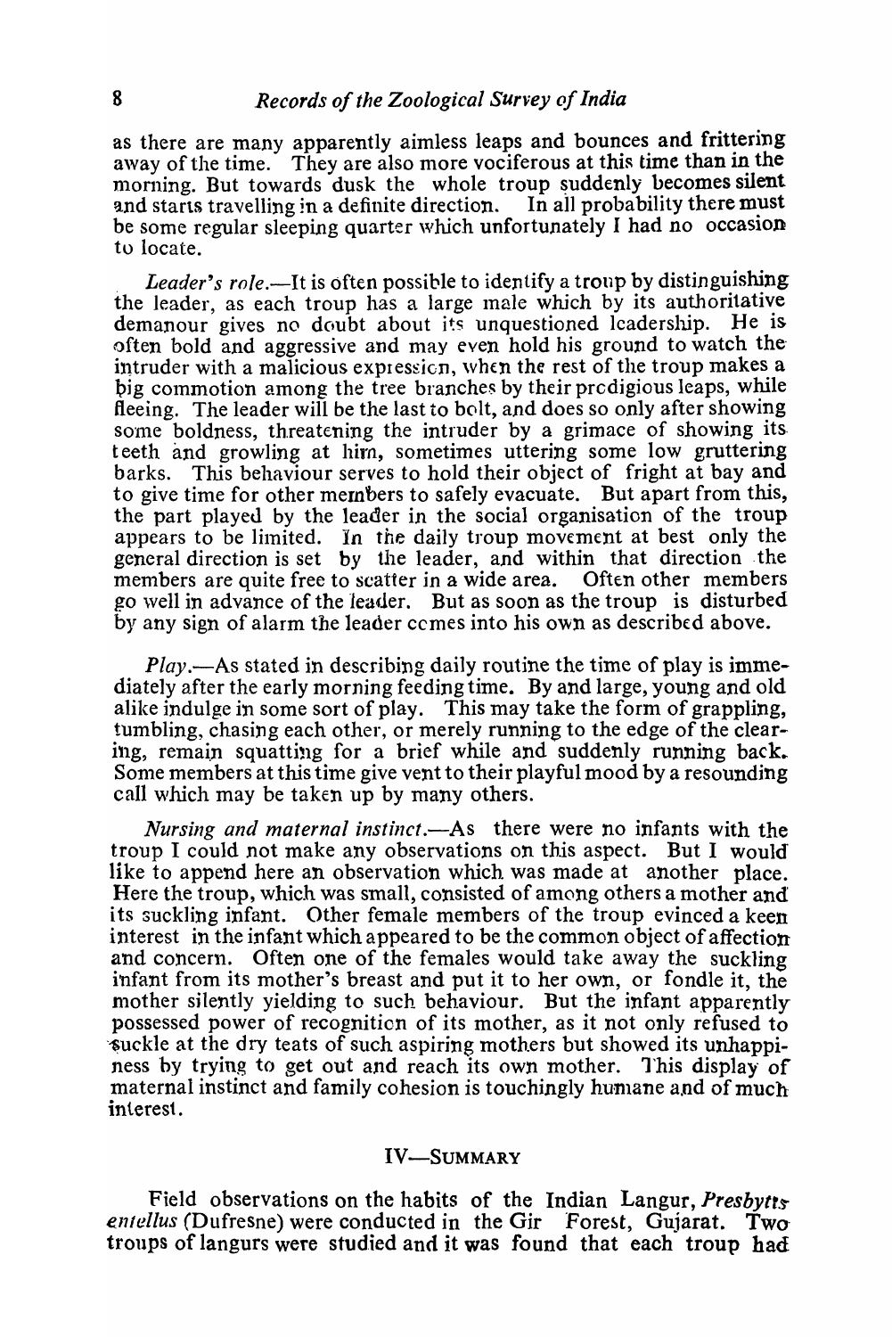as there are many apparently aimless leaps and bounces and frittering away of the time. They are also more vociferous at this time than in the morning. But towards dusk the whole troup suddenly becomes silent and starts travelling in a definite direction. In all probability there must be some regular sleeping quarter which unfortunately I had no occasion to locate.

*Leader's role*.—It is often possible to identify a troup by distinguishing the leader, as each troup has a large male which by its authoritative demanour gives no doubt about its unquestioned leadership. He is often bold and aggressive and may even hold his ground to watch the intruder with a malicious expression, when the rest of the troup makes a big commotion among the tree branches by their prodigious leaps, while fleeing. The leader will be the last to bolt, and does so only after showing some boldness, threatening the intruder by a grimace of showing its teeth and growling at him, sometimes uttering some low gruttering barks. This behaviour serves to hold their object of fright at bay and to give time for other members to safely evacuate. But apart from this, the part played by the leader in the social organisation of the troup appears to be limited. In the daily troup movement at best only the general direction is set by the leader, and within that direction the members are quite free to scatter in a wide area. Often other members go well in advance of the leader. But as soon as the troup is disturbed by any sign of alarm the leader comes into his own as described above.

*Play*.—As stated in describing daily routine the time of play is immediately after the early morning feeding time. By and large, young and old alike indulge in some sort of play. This may take the form of grappling, tumbling, chasing each other, or merely running to the edge of the clearing, remain squatting for a brief while and suddenly running back. Some members at this time give vent to their playful mood by a resounding call which may be taken up by many others.

*Nursing and maternal instinct*.—As there were no infants with the troup I could not make any observations on this aspect. But I would like to append here an observation which was made at another place. Here the troup, which was small, consisted of among others a mother and its suckling infant. Other female members of the troup evinced a keen interest in the infant which appeared to be the common object of affection and concern. Often one of the females would take away the suckling infant from its mother's breast and put it to her own, or fondle it, the mother silently yielding to such behaviour. But the infant apparently possessed power of recognition of its mother, as it not only refused to suckle at the dry teats of such aspiring mothers but showed its unhappiness by trying to get out and reach its own mother. This display of maternal instinct and family cohesion is touchingly humane and of much interest.

## IV—Summary

Field observations on the habits of the Indian Langur, *Presbytis entellus* (Dufresne) were conducted in the Gir Forest, Gujarat. Two troups of langurs were studied and it was found that each troup had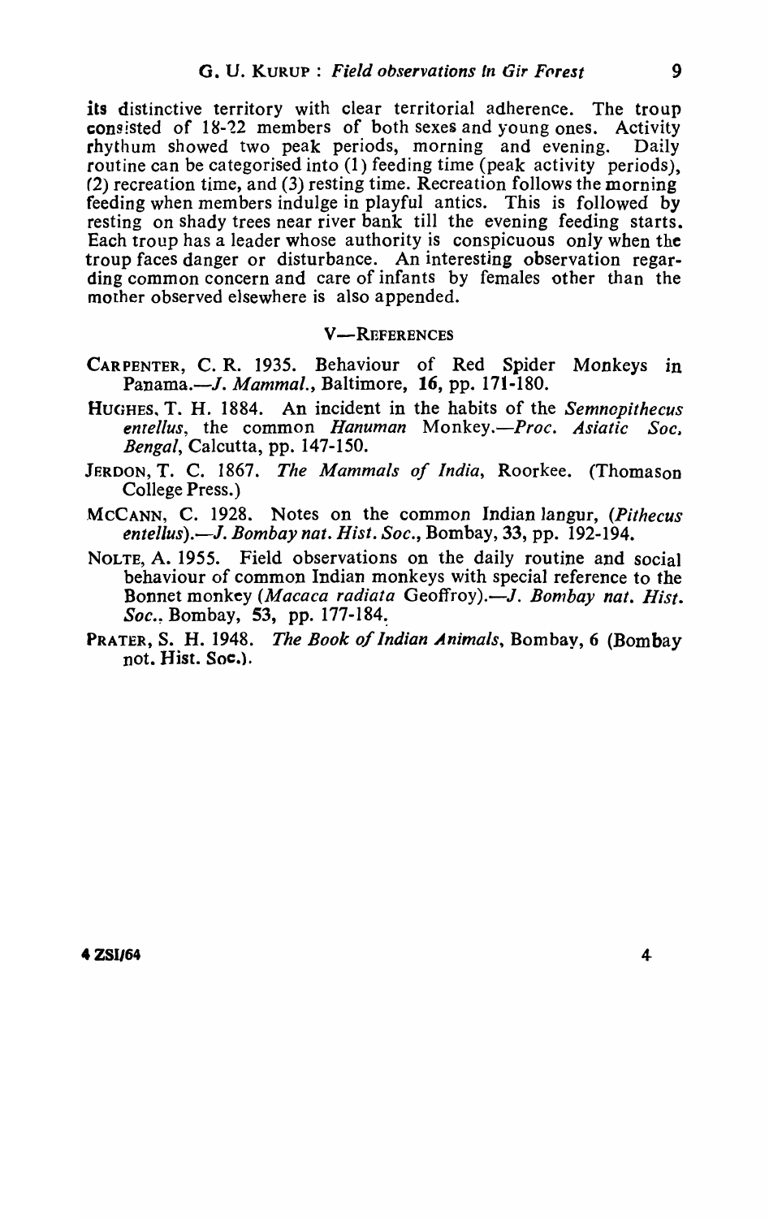its distinctive territory with clear territorial adherence. The troup consisted of 18-22 members of both sexes and young ones. Activity rhythum showed two peak periods, morning and evening. Daily routine can be categorised into (1) feeding time (peak activity periods), (2) recreation time, and (3) resting time. Recreation follows the morning feeding when members indulge in playful antics. This is followed by resting on shady trees near river bank till the evening feeding starts. Each troup has a leader whose authority is conspicuous only when the troup faces danger or disturbance. An interesting observation regarding common concern and care of infants by females other than the mother observed elsewhere is also appended.

## V—REFERENCES

CARPENTER, C. R. 1935. Behaviour of Red Spider Monkeys in Panama.—*J. Mammal.*, Baltimore, **16**, pp. 171-180.

HUGHES, T. H. 1884. An incident in the habits of the *Semnopithecus entellus*, the common *Hanuman* Monkey.—*Proc. Asiatic Soc. Bengal*, Calcutta, pp. 147-150.

JERDON, T. C. 1867. *The Mammals of India*, Roorkee. (Thomason College Press.)

MCCANN, C. 1928. Notes on the common Indian langur, (*Pithecus entellus*).—*J. Bombay nat. Hist. Soc.*, Bombay, **33**, pp. 192-194.

NOLTE, A. 1955. Field observations on the daily routine and social behaviour of common Indian monkeys with special reference to the Bonnet monkey (*Macaca radiata* Geoffroy).—*J. Bombay nat. Hist. Soc.*, Bombay, **53**, pp. 177-184.

PRATER, S. H. 1948. *The Book of Indian Animals*, Bombay, 6 (Bombay not. Hist. Soc.).

4 ZSI/64